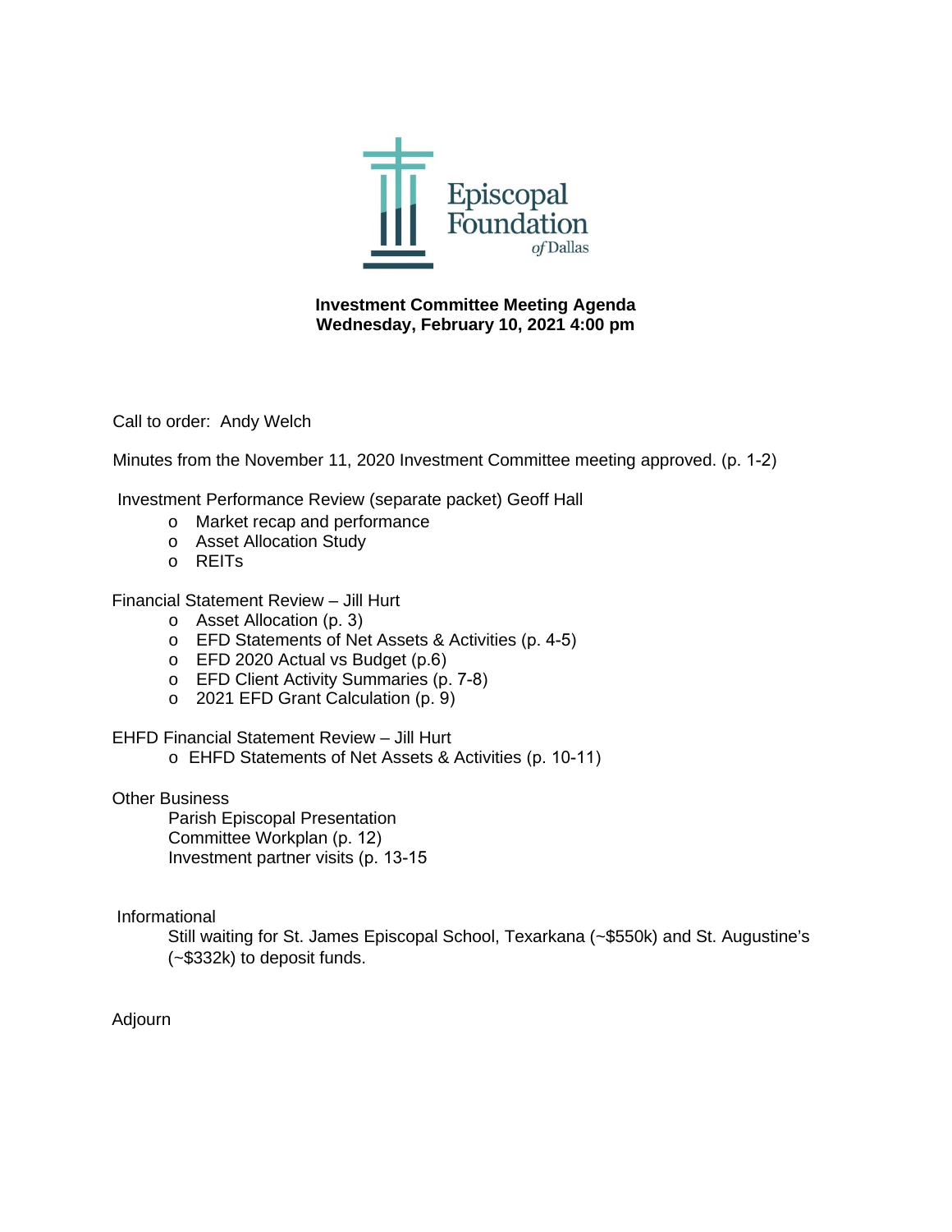Episcopal Foundation *of* Dallas

**Investment Committee Meeting Agenda**
**Wednesday, February 10, 2021 4:00 pm**

Call to order: Andy Welch

Minutes from the November 11, 2020 Investment Committee meeting approved. (p. 1-2)

Investment Performance Review (separate packet) Geoff Hall

- o Market recap and performance
- o Asset Allocation Study
- o REITs

Financial Statement Review – Jill Hurt

- o Asset Allocation (p. 3)
- o EFD Statements of Net Assets & Activities (p. 4-5)
- o EFD 2020 Actual vs Budget (p.6)
- o EFD Client Activity Summaries (p. 7-8)
- o 2021 EFD Grant Calculation (p. 9)

EHFD Financial Statement Review – Jill Hurt

- o EHFD Statements of Net Assets & Activities (p. 10-11)

Other Business

Parish Episcopal Presentation
Committee Workplan (p. 12)
Investment partner visits (p. 13-15

Informational

Still waiting for St. James Episcopal School, Texarkana (~$550k) and St. Augustine's (~$332k) to deposit funds.

Adjourn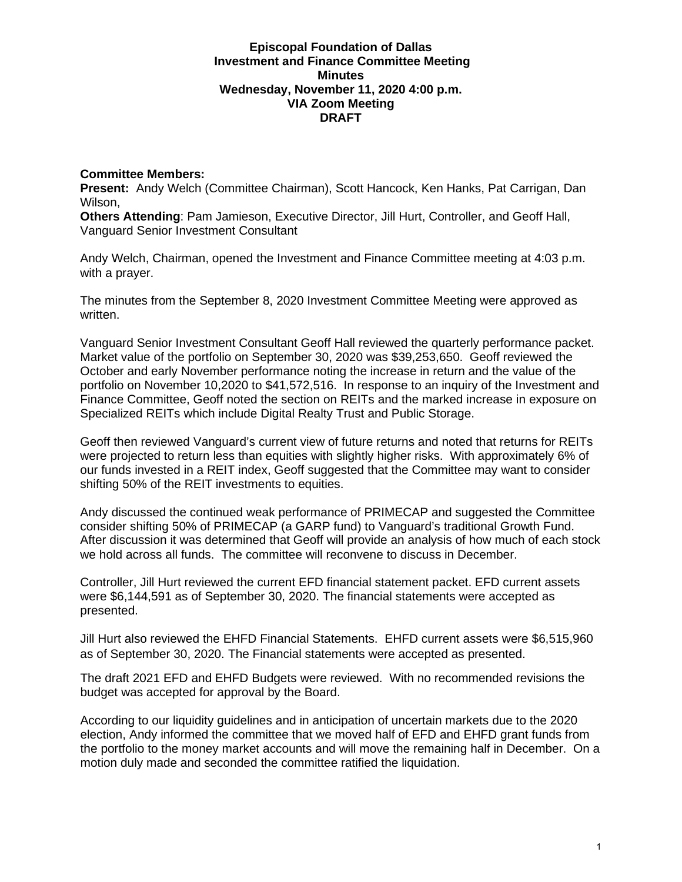**Episcopal Foundation of Dallas**
**Investment and Finance Committee Meeting**
**Minutes**
**Wednesday, November 11, 2020 4:00 p.m.**
**VIA Zoom Meeting**
**DRAFT**

**Committee Members:**
**Present:** Andy Welch (Committee Chairman), Scott Hancock, Ken Hanks, Pat Carrigan, Dan Wilson,
**Others Attending**: Pam Jamieson, Executive Director, Jill Hurt, Controller, and Geoff Hall, Vanguard Senior Investment Consultant

Andy Welch, Chairman, opened the Investment and Finance Committee meeting at 4:03 p.m. with a prayer.

The minutes from the September 8, 2020 Investment Committee Meeting were approved as written.

Vanguard Senior Investment Consultant Geoff Hall reviewed the quarterly performance packet. Market value of the portfolio on September 30, 2020 was $39,253,650. Geoff reviewed the October and early November performance noting the increase in return and the value of the portfolio on November 10,2020 to $41,572,516. In response to an inquiry of the Investment and Finance Committee, Geoff noted the section on REITs and the marked increase in exposure on Specialized REITs which include Digital Realty Trust and Public Storage.

Geoff then reviewed Vanguard's current view of future returns and noted that returns for REITs were projected to return less than equities with slightly higher risks. With approximately 6% of our funds invested in a REIT index, Geoff suggested that the Committee may want to consider shifting 50% of the REIT investments to equities.

Andy discussed the continued weak performance of PRIMECAP and suggested the Committee consider shifting 50% of PRIMECAP (a GARP fund) to Vanguard's traditional Growth Fund. After discussion it was determined that Geoff will provide an analysis of how much of each stock we hold across all funds. The committee will reconvene to discuss in December.

Controller, Jill Hurt reviewed the current EFD financial statement packet. EFD current assets were $6,144,591 as of September 30, 2020. The financial statements were accepted as presented.

Jill Hurt also reviewed the EHFD Financial Statements. EHFD current assets were $6,515,960 as of September 30, 2020. The Financial statements were accepted as presented.

The draft 2021 EFD and EHFD Budgets were reviewed. With no recommended revisions the budget was accepted for approval by the Board.

According to our liquidity guidelines and in anticipation of uncertain markets due to the 2020 election, Andy informed the committee that we moved half of EFD and EHFD grant funds from the portfolio to the money market accounts and will move the remaining half in December. On a motion duly made and seconded the committee ratified the liquidation.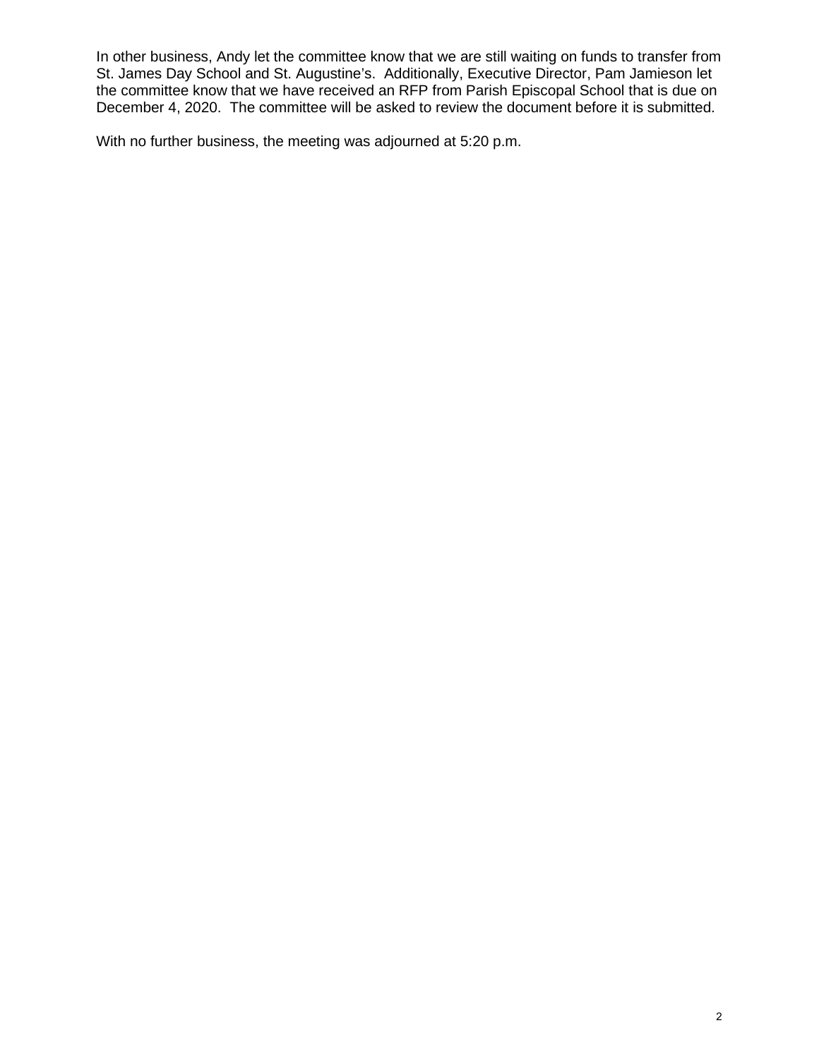In other business, Andy let the committee know that we are still waiting on funds to transfer from St. James Day School and St. Augustine's. Additionally, Executive Director, Pam Jamieson let the committee know that we have received an RFP from Parish Episcopal School that is due on December 4, 2020. The committee will be asked to review the document before it is submitted.

With no further business, the meeting was adjourned at 5:20 p.m.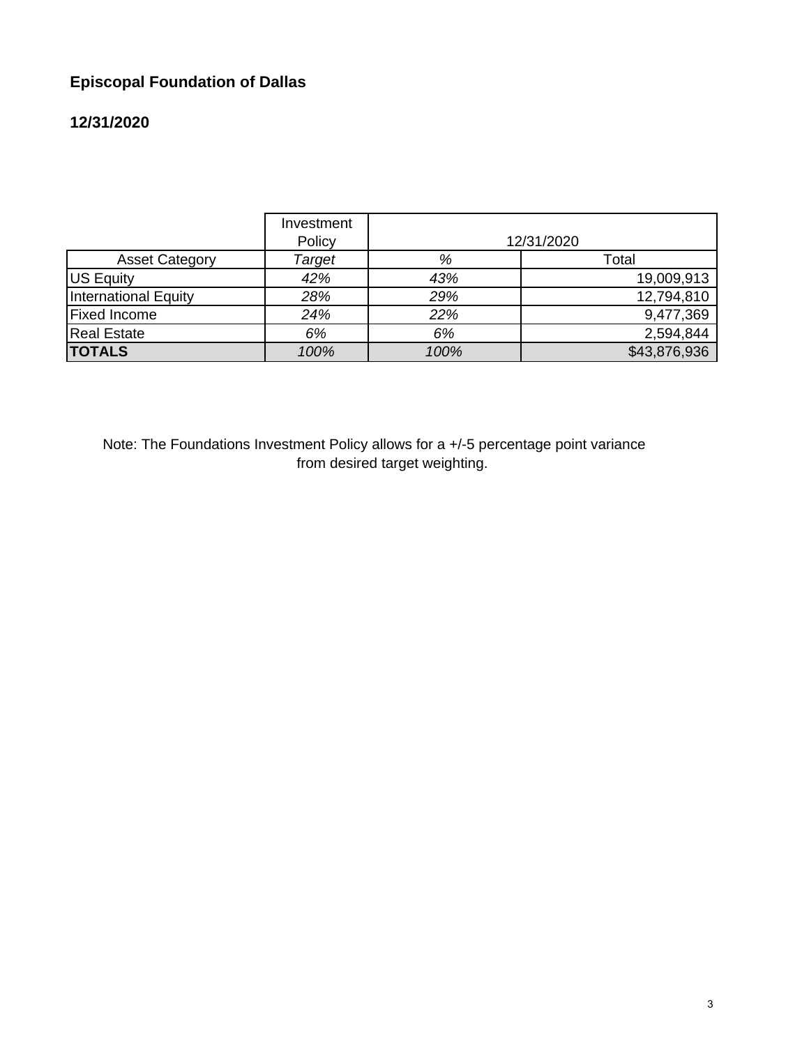**Episcopal Foundation of Dallas**

**12/31/2020**

| | Investment Policy | 12/31/2020 | |
|---|---|---|---|
| Asset Category | *Target* | *%* | Total |
| US Equity | *42%* | *43%* | 19,009,913 |
| International Equity | *28%* | *29%* | 12,794,810 |
| Fixed Income | *24%* | *22%* | 9,477,369 |
| Real Estate | *6%* | *6%* | 2,594,844 |
| **TOTALS** | *100%* | *100%* | $43,876,936 |

Note: The Foundations Investment Policy allows for a +/-5 percentage point variance from desired target weighting.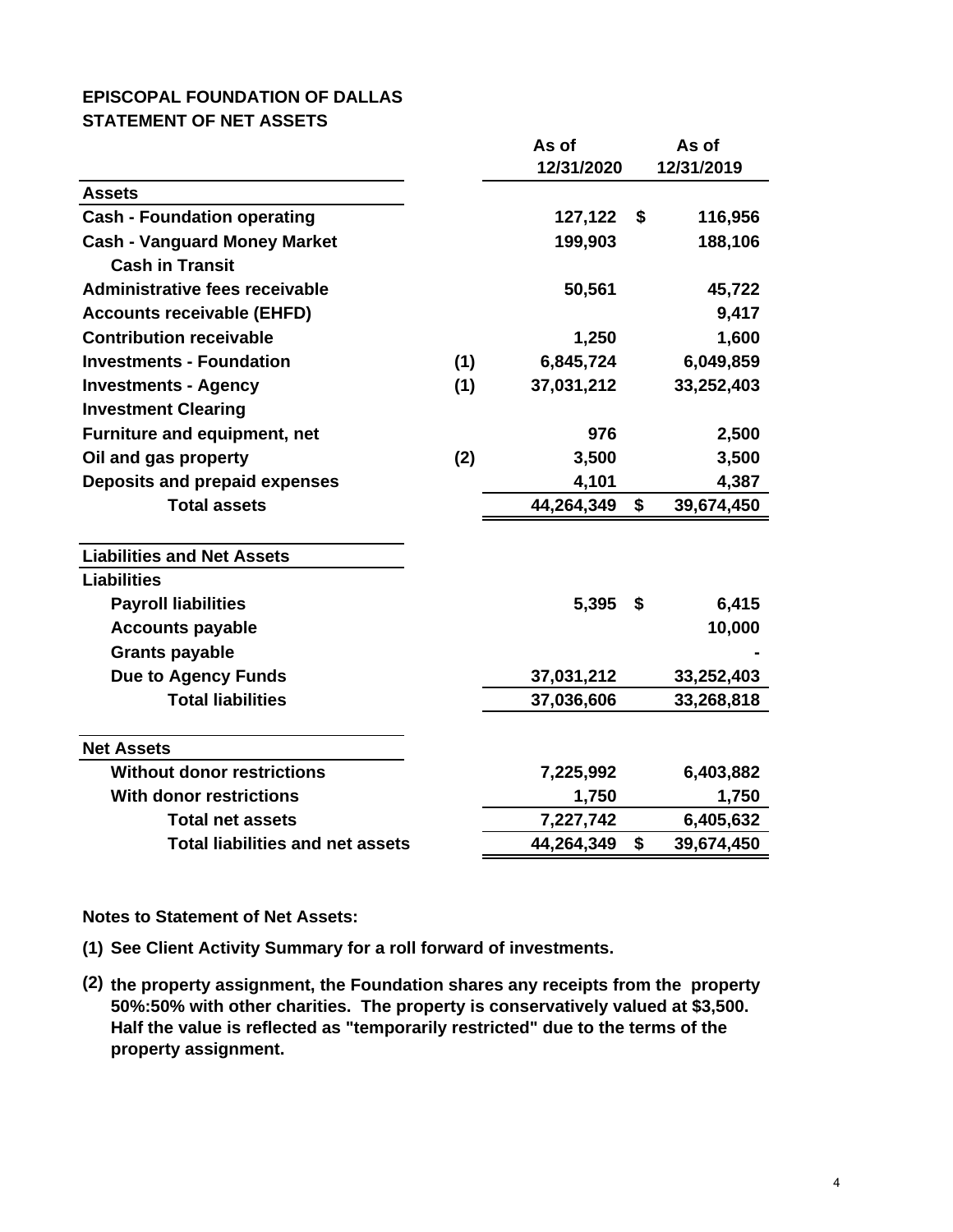**EPISCOPAL FOUNDATION OF DALLAS**
**STATEMENT OF NET ASSETS**

| | | As of 12/31/2020 | | As of 12/31/2019 |
|---|---|---|---|---|
| **Assets** | | | | |
| Cash - Foundation operating | | 127,122 | $ | 116,956 |
| Cash - Vanguard Money Market | | 199,903 | | 188,106 |
| Cash in Transit | | | | |
| Administrative fees receivable | | 50,561 | | 45,722 |
| Accounts receivable (EHFD) | | | | 9,417 |
| Contribution receivable | | 1,250 | | 1,600 |
| Investments - Foundation | (1) | 6,845,724 | | 6,049,859 |
| Investments - Agency | (1) | 37,031,212 | | 33,252,403 |
| Investment Clearing | | | | |
| Furniture and equipment, net | | 976 | | 2,500 |
| Oil and gas property | (2) | 3,500 | | 3,500 |
| Deposits and prepaid expenses | | 4,101 | | 4,387 |
| Total assets | | 44,264,349 | $ | 39,674,450 |
| | | | | |
| **Liabilities and Net Assets** | | | | |
| **Liabilities** | | | | |
| Payroll liabilities | | 5,395 | $ | 6,415 |
| Accounts payable | | | | 10,000 |
| Grants payable | | | | - |
| Due to Agency Funds | | 37,031,212 | | 33,252,403 |
| Total liabilities | | 37,036,606 | | 33,268,818 |
| | | | | |
| **Net Assets** | | | | |
| Without donor restrictions | | 7,225,992 | | 6,403,882 |
| With donor restrictions | | 1,750 | | 1,750 |
| Total net assets | | 7,227,742 | | 6,405,632 |
| Total liabilities and net assets | | 44,264,349 | $ | 39,674,450 |

**Notes to Statement of Net Assets:**

**(1)** See Client Activity Summary for a roll forward of investments.

**(2)** the property assignment, the Foundation shares any receipts from the property 50%:50% with other charities. The property is conservatively valued at $3,500. Half the value is reflected as "temporarily restricted" due to the terms of the property assignment.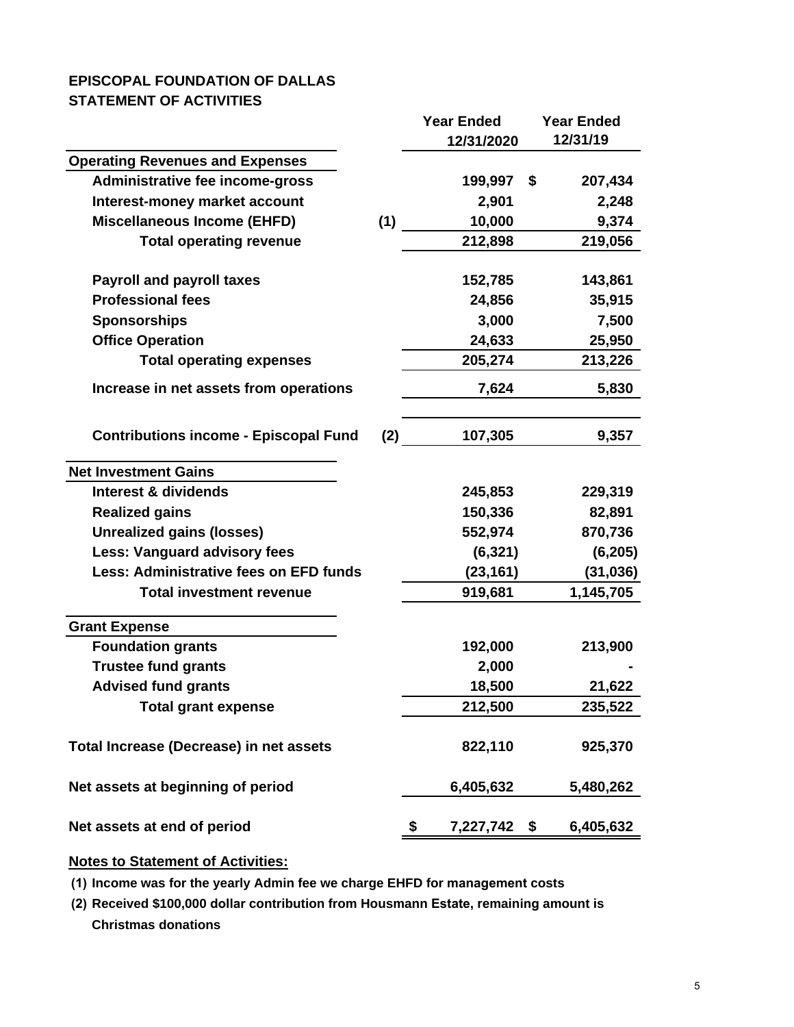**EPISCOPAL FOUNDATION OF DALLAS**
**STATEMENT OF ACTIVITIES**

| | | Year Ended 12/31/2020 | Year Ended 12/31/19 |
|---|---|---|---|
| **Operating Revenues and Expenses** | | | |
| Administrative fee income-gross | | 199,997 | $ 207,434 |
| Interest-money market account | | 2,901 | 2,248 |
| Miscellaneous Income (EHFD) | (1) | 10,000 | 9,374 |
| Total operating revenue | | 212,898 | 219,056 |
| | | | |
| Payroll and payroll taxes | | 152,785 | 143,861 |
| Professional fees | | 24,856 | 35,915 |
| Sponsorships | | 3,000 | 7,500 |
| Office Operation | | 24,633 | 25,950 |
| Total operating expenses | | 205,274 | 213,226 |
| Increase in net assets from operations | | 7,624 | 5,830 |
| | | | |
| Contributions income - Episcopal Fund | (2) | 107,305 | 9,357 |
| **Net Investment Gains** | | | |
| Interest & dividends | | 245,853 | 229,319 |
| Realized gains | | 150,336 | 82,891 |
| Unrealized gains (losses) | | 552,974 | 870,736 |
| Less: Vanguard advisory fees | | (6,321) | (6,205) |
| Less: Administrative fees on EFD funds | | (23,161) | (31,036) |
| Total investment revenue | | 919,681 | 1,145,705 |
| **Grant Expense** | | | |
| Foundation grants | | 192,000 | 213,900 |
| Trustee fund grants | | 2,000 | - |
| Advised fund grants | | 18,500 | 21,622 |
| Total grant expense | | 212,500 | 235,522 |
| | | | |
| Total Increase (Decrease) in net assets | | 822,110 | 925,370 |
| | | | |
| Net assets at beginning of period | | 6,405,632 | 5,480,262 |
| | | | |
| Net assets at end of period | | $ 7,227,742 | $ 6,405,632 |

**Notes to Statement of Activities:**

(1) Income was for the yearly Admin fee we charge EHFD for management costs

(2) Received $100,000 dollar contribution from Housmann Estate, remaining amount is Christmas donations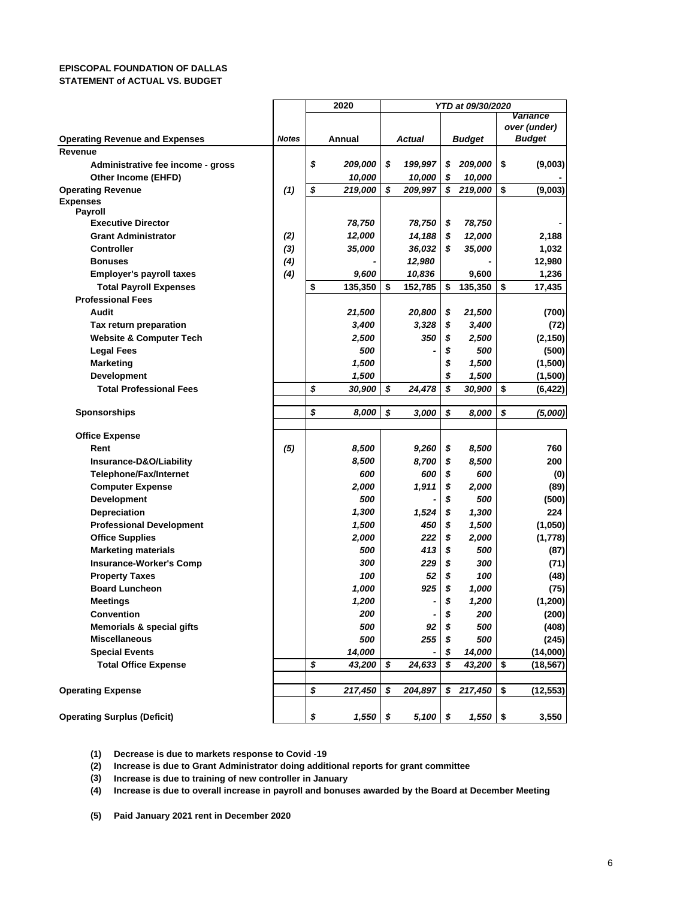**EPISCOPAL FOUNDATION OF DALLAS**
**STATEMENT of ACTUAL VS. BUDGET**

| Operating Revenue and Expenses | Notes | 2020 Annual | YTD at 09/30/2020 Actual | Budget | Variance over (under) Budget |
|---|---|---|---|---|---|
| **Revenue** | | | | | |
| Administrative fee income - gross | | $ 209,000 | $ 199,997 | $ 209,000 | $ (9,003) |
| Other Income (EHFD) | | 10,000 | 10,000 | $ 10,000 | - |
| **Operating Revenue** | (1) | $ 219,000 | $ 209,997 | $ 219,000 | $ (9,003) |
| **Expenses** | | | | | |
| **Payroll** | | | | | |
| Executive Director | | 78,750 | 78,750 | $ 78,750 | - |
| Grant Administrator | (2) | 12,000 | 14,188 | $ 12,000 | 2,188 |
| Controller | (3) | 35,000 | 36,032 | $ 35,000 | 1,032 |
| Bonuses | (4) | - | 12,980 | - | 12,980 |
| Employer's payroll taxes | (4) | 9,600 | 10,836 | 9,600 | 1,236 |
| **Total Payroll Expenses** | | $ 135,350 | $ 152,785 | $ 135,350 | $ 17,435 |
| **Professional Fees** | | | | | |
| Audit | | 21,500 | 20,800 | $ 21,500 | (700) |
| Tax return preparation | | 3,400 | 3,328 | $ 3,400 | (72) |
| Website & Computer Tech | | 2,500 | 350 | $ 2,500 | (2,150) |
| Legal Fees | | 500 | - | $ 500 | (500) |
| Marketing | | 1,500 | | $ 1,500 | (1,500) |
| Development | | 1,500 | | $ 1,500 | (1,500) |
| **Total Professional Fees** | | $ 30,900 | $ 24,478 | $ 30,900 | $ (6,422) |
| **Sponsorships** | | $ 8,000 | $ 3,000 | $ 8,000 | $ (5,000) |
| **Office Expense** | | | | | |
| Rent | (5) | 8,500 | 9,260 | $ 8,500 | 760 |
| Insurance-D&O/Liability | | 8,500 | 8,700 | $ 8,500 | 200 |
| Telephone/Fax/Internet | | 600 | 600 | $ 600 | (0) |
| Computer Expense | | 2,000 | 1,911 | $ 2,000 | (89) |
| Development | | 500 | - | $ 500 | (500) |
| Depreciation | | 1,300 | 1,524 | $ 1,300 | 224 |
| Professional Development | | 1,500 | 450 | $ 1,500 | (1,050) |
| Office Supplies | | 2,000 | 222 | $ 2,000 | (1,778) |
| Marketing materials | | 500 | 413 | $ 500 | (87) |
| Insurance-Worker's Comp | | 300 | 229 | $ 300 | (71) |
| Property Taxes | | 100 | 52 | $ 100 | (48) |
| Board Luncheon | | 1,000 | 925 | $ 1,000 | (75) |
| Meetings | | 1,200 | - | $ 1,200 | (1,200) |
| Convention | | 200 | - | $ 200 | (200) |
| Memorials & special gifts | | 500 | 92 | $ 500 | (408) |
| Miscellaneous | | 500 | 255 | $ 500 | (245) |
| Special Events | | 14,000 | - | $ 14,000 | (14,000) |
| **Total Office Expense** | | $ 43,200 | $ 24,633 | $ 43,200 | $ (18,567) |
| **Operating Expense** | | $ 217,450 | $ 204,897 | $ 217,450 | $ (12,553) |
| **Operating Surplus (Deficit)** | | $ 1,550 | $ 5,100 | $ 1,550 | $ 3,550 |

**(1)** Decrease is due to markets response to Covid -19

**(2)** Increase is due to Grant Administrator doing additional reports for grant committee

**(3)** Increase is due to training of new controller in January

**(4)** Increase is due to overall increase in payroll and bonuses awarded by the Board at December Meeting

**(5)** Paid January 2021 rent in December 2020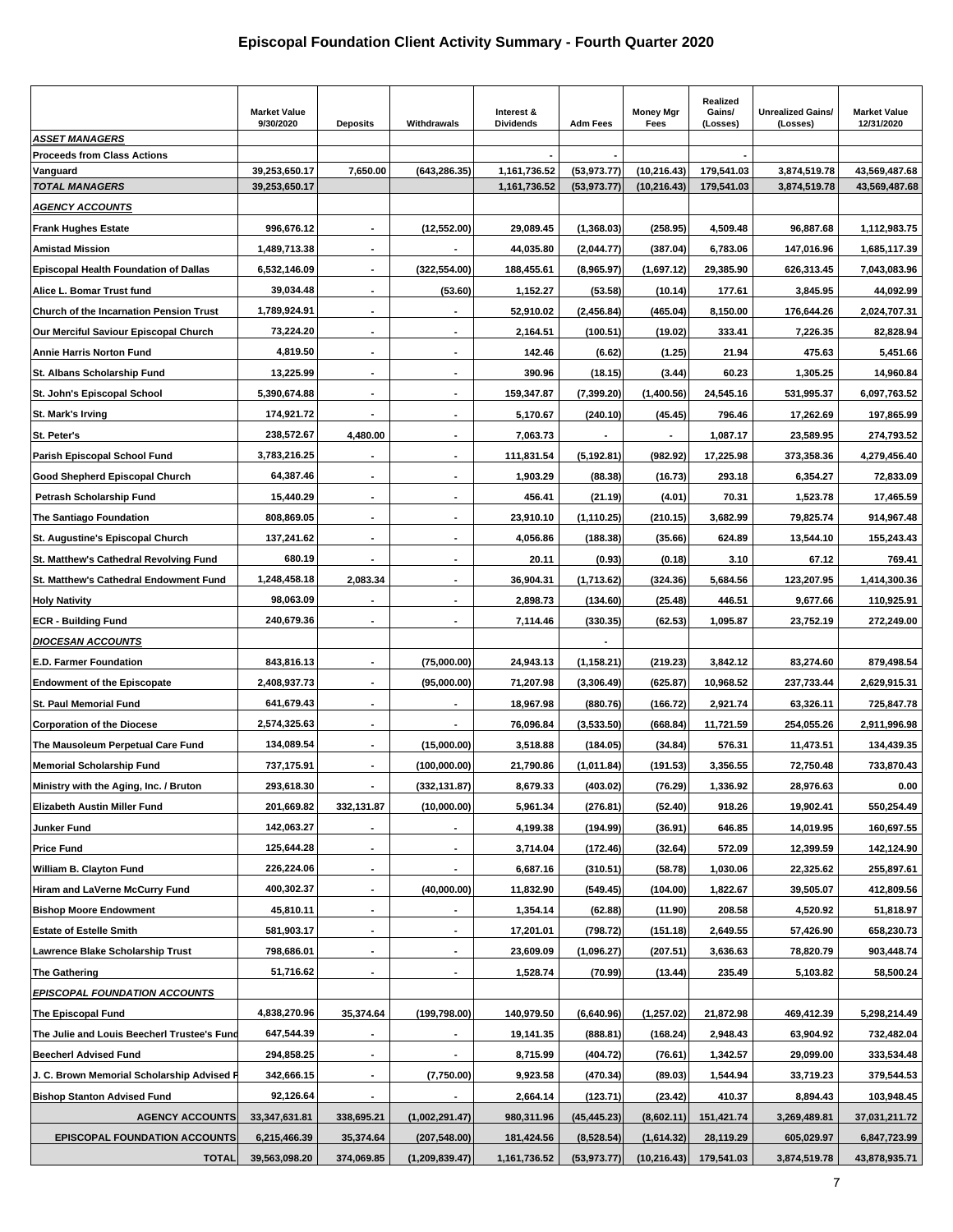# Episcopal Foundation Client Activity Summary - Fourth Quarter 2020

| | Market Value 9/30/2020 | Deposits | Withdrawals | Interest & Dividends | Adm Fees | Money Mgr Fees | Realized Gains/ (Losses) | Unrealized Gains/ (Losses) | Market Value 12/31/2020 |
|---|---|---|---|---|---|---|---|---|---|
| ***ASSET MANAGERS*** | | | | | | | | | |
| **Proceeds from Class Actions** | | | | - | - | | - | | |
| **Vanguard** | 39,253,650.17 | 7,650.00 | (643,286.35) | 1,161,736.52 | (53,973.77) | (10,216.43) | 179,541.03 | 3,874,519.78 | 43,569,487.68 |
| ***TOTAL MANAGERS*** | 39,253,650.17 | | | 1,161,736.52 | (53,973.77) | (10,216.43) | 179,541.03 | 3,874,519.78 | 43,569,487.68 |
| ***AGENCY ACCOUNTS*** | | | | | | | | | |
| **Frank Hughes Estate** | 996,676.12 | - | (12,552.00) | 29,089.45 | (1,368.03) | (258.95) | 4,509.48 | 96,887.68 | 1,112,983.75 |
| **Amistad Mission** | 1,489,713.38 | - | - | 44,035.80 | (2,044.77) | (387.04) | 6,783.06 | 147,016.96 | 1,685,117.39 |
| **Episcopal Health Foundation of Dallas** | 6,532,146.09 | - | (322,554.00) | 188,455.61 | (8,965.97) | (1,697.12) | 29,385.90 | 626,313.45 | 7,043,083.96 |
| **Alice L. Bomar Trust fund** | 39,034.48 | - | (53.60) | 1,152.27 | (53.58) | (10.14) | 177.61 | 3,845.95 | 44,092.99 |
| **Church of the Incarnation Pension Trust** | 1,789,924.91 | - | - | 52,910.02 | (2,456.84) | (465.04) | 8,150.00 | 176,644.26 | 2,024,707.31 |
| **Our Merciful Saviour Episcopal Church** | 73,224.20 | - | - | 2,164.51 | (100.51) | (19.02) | 333.41 | 7,226.35 | 82,828.94 |
| **Annie Harris Norton Fund** | 4,819.50 | - | - | 142.46 | (6.62) | (1.25) | 21.94 | 475.63 | 5,451.66 |
| **St. Albans Scholarship Fund** | 13,225.99 | - | - | 390.96 | (18.15) | (3.44) | 60.23 | 1,305.25 | 14,960.84 |
| **St. John's Episcopal School** | 5,390,674.88 | - | - | 159,347.87 | (7,399.20) | (1,400.56) | 24,545.16 | 531,995.37 | 6,097,763.52 |
| **St. Mark's Irving** | 174,921.72 | - | - | 5,170.67 | (240.10) | (45.45) | 796.46 | 17,262.69 | 197,865.99 |
| **St. Peter's** | 238,572.67 | 4,480.00 | - | 7,063.73 | - | - | 1,087.17 | 23,589.95 | 274,793.52 |
| **Parish Episcopal School Fund** | 3,783,216.25 | - | - | 111,831.54 | (5,192.81) | (982.92) | 17,225.98 | 373,358.36 | 4,279,456.40 |
| **Good Shepherd Episcopal Church** | 64,387.46 | - | - | 1,903.29 | (88.38) | (16.73) | 293.18 | 6,354.27 | 72,833.09 |
| **Petrash Scholarship Fund** | 15,440.29 | - | - | 456.41 | (21.19) | (4.01) | 70.31 | 1,523.78 | 17,465.59 |
| **The Santiago Foundation** | 808,869.05 | - | - | 23,910.10 | (1,110.25) | (210.15) | 3,682.99 | 79,825.74 | 914,967.48 |
| **St. Augustine's Episcopal Church** | 137,241.62 | - | - | 4,056.86 | (188.38) | (35.66) | 624.89 | 13,544.10 | 155,243.43 |
| **St. Matthew's Cathedral Revolving Fund** | 680.19 | - | - | 20.11 | (0.93) | (0.18) | 3.10 | 67.12 | 769.41 |
| **St. Matthew's Cathedral Endowment Fund** | 1,248,458.18 | 2,083.34 | - | 36,904.31 | (1,713.62) | (324.36) | 5,684.56 | 123,207.95 | 1,414,300.36 |
| **Holy Nativity** | 98,063.09 | - | - | 2,898.73 | (134.60) | (25.48) | 446.51 | 9,677.66 | 110,925.91 |
| **ECR - Building Fund** | 240,679.36 | - | - | 7,114.46 | (330.35) | (62.53) | 1,095.87 | 23,752.19 | 272,249.00 |
| ***DIOCESAN ACCOUNTS*** | | | | | - | | | | |
| **E.D. Farmer Foundation** | 843,816.13 | - | (75,000.00) | 24,943.13 | (1,158.21) | (219.23) | 3,842.12 | 83,274.60 | 879,498.54 |
| **Endowment of the Episcopate** | 2,408,937.73 | - | (95,000.00) | 71,207.98 | (3,306.49) | (625.87) | 10,968.52 | 237,733.44 | 2,629,915.31 |
| **St. Paul Memorial Fund** | 641,679.43 | - | - | 18,967.98 | (880.76) | (166.72) | 2,921.74 | 63,326.11 | 725,847.78 |
| **Corporation of the Diocese** | 2,574,325.63 | - | - | 76,096.84 | (3,533.50) | (668.84) | 11,721.59 | 254,055.26 | 2,911,996.98 |
| **The Mausoleum Perpetual Care Fund** | 134,089.54 | - | (15,000.00) | 3,518.88 | (184.05) | (34.84) | 576.31 | 11,473.51 | 134,439.35 |
| **Memorial Scholarship Fund** | 737,175.91 | - | (100,000.00) | 21,790.86 | (1,011.84) | (191.53) | 3,356.55 | 72,750.48 | 733,870.43 |
| **Ministry with the Aging, Inc. / Bruton** | 293,618.30 | - | (332,131.87) | 8,679.33 | (403.02) | (76.29) | 1,336.92 | 28,976.63 | 0.00 |
| **Elizabeth Austin Miller Fund** | 201,669.82 | 332,131.87 | (10,000.00) | 5,961.34 | (276.81) | (52.40) | 918.26 | 19,902.41 | 550,254.49 |
| **Junker Fund** | 142,063.27 | - | - | 4,199.38 | (194.99) | (36.91) | 646.85 | 14,019.95 | 160,697.55 |
| **Price Fund** | 125,644.28 | - | - | 3,714.04 | (172.46) | (32.64) | 572.09 | 12,399.59 | 142,124.90 |
| **William B. Clayton Fund** | 226,224.06 | - | - | 6,687.16 | (310.51) | (58.78) | 1,030.06 | 22,325.62 | 255,897.61 |
| **Hiram and LaVerne McCurry Fund** | 400,302.37 | - | (40,000.00) | 11,832.90 | (549.45) | (104.00) | 1,822.67 | 39,505.07 | 412,809.56 |
| **Bishop Moore Endowment** | 45,810.11 | - | - | 1,354.14 | (62.88) | (11.90) | 208.58 | 4,520.92 | 51,818.97 |
| **Estate of Estelle Smith** | 581,903.17 | - | - | 17,201.01 | (798.72) | (151.18) | 2,649.55 | 57,426.90 | 658,230.73 |
| **Lawrence Blake Scholarship Trust** | 798,686.01 | - | - | 23,609.09 | (1,096.27) | (207.51) | 3,636.63 | 78,820.79 | 903,448.74 |
| **The Gathering** | 51,716.62 | - | - | 1,528.74 | (70.99) | (13.44) | 235.49 | 5,103.82 | 58,500.24 |
| ***EPISCOPAL FOUNDATION ACCOUNTS*** | | | | | | | | | |
| **The Episcopal Fund** | 4,838,270.96 | 35,374.64 | (199,798.00) | 140,979.50 | (6,640.96) | (1,257.02) | 21,872.98 | 469,412.39 | 5,298,214.49 |
| **The Julie and Louis Beecherl Trustee's Fund** | 647,544.39 | - | - | 19,141.35 | (888.81) | (168.24) | 2,948.43 | 63,904.92 | 732,482.04 |
| **Beecherl Advised Fund** | 294,858.25 | - | - | 8,715.99 | (404.72) | (76.61) | 1,342.57 | 29,099.00 | 333,534.48 |
| **J. C. Brown Memorial Scholarship Advised F** | 342,666.15 | - | (7,750.00) | 9,923.58 | (470.34) | (89.03) | 1,544.94 | 33,719.23 | 379,544.53 |
| **Bishop Stanton Advised Fund** | 92,126.64 | - | - | 2,664.14 | (123.71) | (23.42) | 410.37 | 8,894.43 | 103,948.45 |
| **AGENCY ACCOUNTS** | 33,347,631.81 | 338,695.21 | (1,002,291.47) | 980,311.96 | (45,445.23) | (8,602.11) | 151,421.74 | 3,269,489.81 | 37,031,211.72 |
| **EPISCOPAL FOUNDATION ACCOUNTS** | 6,215,466.39 | 35,374.64 | (207,548.00) | 181,424.56 | (8,528.54) | (1,614.32) | 28,119.29 | 605,029.97 | 6,847,723.99 |
| **TOTAL** | 39,563,098.20 | 374,069.85 | (1,209,839.47) | 1,161,736.52 | (53,973.77) | (10,216.43) | 179,541.03 | 3,874,519.78 | 43,878,935.71 |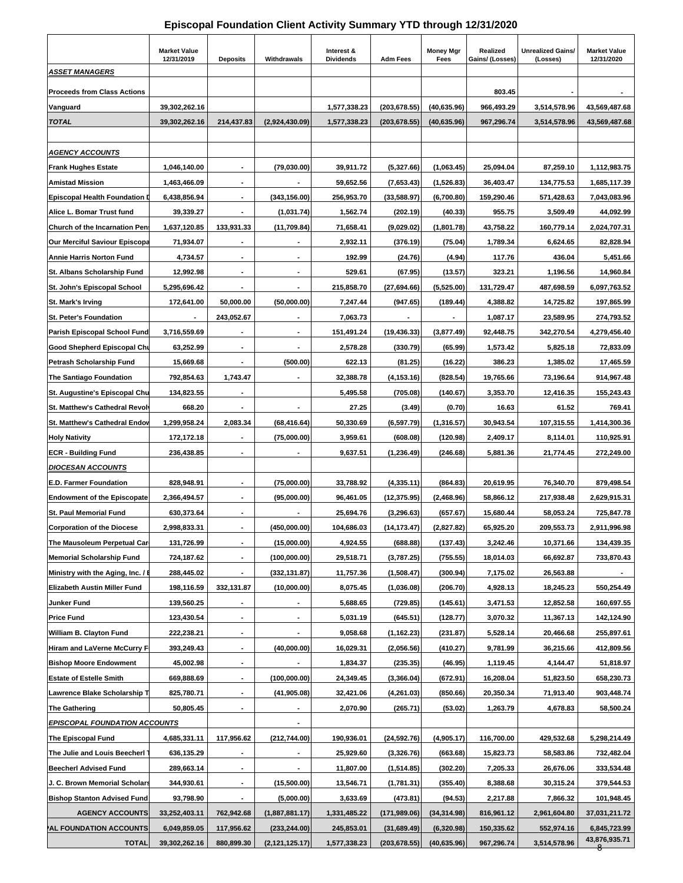# Episcopal Foundation Client Activity Summary YTD through 12/31/2020

| | Market Value 12/31/2019 | Deposits | Withdrawals | Interest & Dividends | Adm Fees | Money Mgr Fees | Realized Gains/ (Losses) | Unrealized Gains/ (Losses) | Market Value 12/31/2020 |
|---|---|---|---|---|---|---|---|---|---|
| ***ASSET MANAGERS*** | | | | | | | | | |
| **Proceeds from Class Actions** | | | | | | | 803.45 | - | - |
| **Vanguard** | 39,302,262.16 | | | 1,577,338.23 | (203,678.55) | (40,635.96) | 966,493.29 | 3,514,578.96 | 43,569,487.68 |
| ***TOTAL*** | 39,302,262.16 | 214,437.83 | (2,924,430.09) | 1,577,338.23 | (203,678.55) | (40,635.96) | 967,296.74 | 3,514,578.96 | 43,569,487.68 |
| | | | | | | | | | |
| ***AGENCY ACCOUNTS*** | | | | | | | | | |
| **Frank Hughes Estate** | 1,046,140.00 | - | (79,030.00) | 39,911.72 | (5,327.66) | (1,063.45) | 25,094.04 | 87,259.10 | 1,112,983.75 |
| **Amistad Mission** | 1,463,466.09 | - | - | 59,652.56 | (7,653.43) | (1,526.83) | 36,403.47 | 134,775.53 | 1,685,117.39 |
| **Episcopal Health Foundation D** | 6,438,856.94 | - | (343,156.00) | 256,953.70 | (33,588.97) | (6,700.80) | 159,290.46 | 571,428.63 | 7,043,083.96 |
| **Alice L. Bomar Trust fund** | 39,339.27 | - | (1,031.74) | 1,562.74 | (202.19) | (40.33) | 955.75 | 3,509.49 | 44,092.99 |
| **Church of the Incarnation Pen** | 1,637,120.85 | 133,931.33 | (11,709.84) | 71,658.41 | (9,029.02) | (1,801.78) | 43,758.22 | 160,779.14 | 2,024,707.31 |
| **Our Merciful Saviour Episcopa** | 71,934.07 | - | - | 2,932.11 | (376.19) | (75.04) | 1,789.34 | 6,624.65 | 82,828.94 |
| **Annie Harris Norton Fund** | 4,734.57 | - | - | 192.99 | (24.76) | (4.94) | 117.76 | 436.04 | 5,451.66 |
| **St. Albans Scholarship Fund** | 12,992.98 | - | - | 529.61 | (67.95) | (13.57) | 323.21 | 1,196.56 | 14,960.84 |
| **St. John's Episcopal School** | 5,295,696.42 | - | - | 215,858.70 | (27,694.66) | (5,525.00) | 131,729.47 | 487,698.59 | 6,097,763.52 |
| **St. Mark's Irving** | 172,641.00 | 50,000.00 | (50,000.00) | 7,247.44 | (947.65) | (189.44) | 4,388.82 | 14,725.82 | 197,865.99 |
| **St. Peter's Foundation** | - | 243,052.67 | - | 7,063.73 | - | - | 1,087.17 | 23,589.95 | 274,793.52 |
| **Parish Episcopal School Fund** | 3,716,559.69 | - | - | 151,491.24 | (19,436.33) | (3,877.49) | 92,448.75 | 342,270.54 | 4,279,456.40 |
| **Good Shepherd Episcopal Chu** | 63,252.99 | - | - | 2,578.28 | (330.79) | (65.99) | 1,573.42 | 5,825.18 | 72,833.09 |
| **Petrash Scholarship Fund** | 15,669.68 | - | (500.00) | 622.13 | (81.25) | (16.22) | 386.23 | 1,385.02 | 17,465.59 |
| **The Santiago Foundation** | 792,854.63 | 1,743.47 | - | 32,388.78 | (4,153.16) | (828.54) | 19,765.66 | 73,196.64 | 914,967.48 |
| **St. Augustine's Episcopal Chu** | 134,823.55 | - | | 5,495.58 | (705.08) | (140.67) | 3,353.70 | 12,416.35 | 155,243.43 |
| **St. Matthew's Cathedral Revol** | 668.20 | - | - | 27.25 | (3.49) | (0.70) | 16.63 | 61.52 | 769.41 |
| **St. Matthew's Cathedral Endow** | 1,299,958.24 | 2,083.34 | (68,416.64) | 50,330.69 | (6,597.79) | (1,316.57) | 30,943.54 | 107,315.55 | 1,414,300.36 |
| **Holy Nativity** | 172,172.18 | - | (75,000.00) | 3,959.61 | (608.08) | (120.98) | 2,409.17 | 8,114.01 | 110,925.91 |
| **ECR - Building Fund** | 236,438.85 | - | - | 9,637.51 | (1,236.49) | (246.68) | 5,881.36 | 21,774.45 | 272,249.00 |
| ***DIOCESAN ACCOUNTS*** | | | | | | | | | |
| **E.D. Farmer Foundation** | 828,948.91 | - | (75,000.00) | 33,788.92 | (4,335.11) | (864.83) | 20,619.95 | 76,340.70 | 879,498.54 |
| **Endowment of the Episcopate** | 2,366,494.57 | - | (95,000.00) | 96,461.05 | (12,375.95) | (2,468.96) | 58,866.12 | 217,938.48 | 2,629,915.31 |
| **St. Paul Memorial Fund** | 630,373.64 | - | - | 25,694.76 | (3,296.63) | (657.67) | 15,680.44 | 58,053.24 | 725,847.78 |
| **Corporation of the Diocese** | 2,998,833.31 | - | (450,000.00) | 104,686.03 | (14,173.47) | (2,827.82) | 65,925.20 | 209,553.73 | 2,911,996.98 |
| **The Mausoleum Perpetual Car** | 131,726.99 | - | (15,000.00) | 4,924.55 | (688.88) | (137.43) | 3,242.46 | 10,371.66 | 134,439.35 |
| **Memorial Scholarship Fund** | 724,187.62 | - | (100,000.00) | 29,518.71 | (3,787.25) | (755.55) | 18,014.03 | 66,692.87 | 733,870.43 |
| **Ministry with the Aging, Inc. / E** | 288,445.02 | - | (332,131.87) | 11,757.36 | (1,508.47) | (300.94) | 7,175.02 | 26,563.88 | - |
| **Elizabeth Austin Miller Fund** | 198,116.59 | 332,131.87 | (10,000.00) | 8,075.45 | (1,036.08) | (206.70) | 4,928.13 | 18,245.23 | 550,254.49 |
| **Junker Fund** | 139,560.25 | - | - | 5,688.65 | (729.85) | (145.61) | 3,471.53 | 12,852.58 | 160,697.55 |
| **Price Fund** | 123,430.54 | - | - | 5,031.19 | (645.51) | (128.77) | 3,070.32 | 11,367.13 | 142,124.90 |
| **William B. Clayton Fund** | 222,238.21 | - | - | 9,058.68 | (1,162.23) | (231.87) | 5,528.14 | 20,466.68 | 255,897.61 |
| **Hiram and LaVerne McCurry F** | 393,249.43 | - | (40,000.00) | 16,029.31 | (2,056.56) | (410.27) | 9,781.99 | 36,215.66 | 412,809.56 |
| **Bishop Moore Endowment** | 45,002.98 | - | - | 1,834.37 | (235.35) | (46.95) | 1,119.45 | 4,144.47 | 51,818.97 |
| **Estate of Estelle Smith** | 669,888.69 | - | (100,000.00) | 24,349.45 | (3,366.04) | (672.91) | 16,208.04 | 51,823.50 | 658,230.73 |
| **Lawrence Blake Scholarship T** | 825,780.71 | - | (41,905.08) | 32,421.06 | (4,261.03) | (850.66) | 20,350.34 | 71,913.40 | 903,448.74 |
| **The Gathering** | 50,805.45 | - | - | 2,070.90 | (265.71) | (53.02) | 1,263.79 | 4,678.83 | 58,500.24 |
| ***EPISCOPAL FOUNDATION ACCOUNTS*** | | | - | | | | | | |
| **The Episcopal Fund** | 4,685,331.11 | 117,956.62 | (212,744.00) | 190,936.01 | (24,592.76) | (4,905.17) | 116,700.00 | 429,532.68 | 5,298,214.49 |
| **The Julie and Louis Beecherl T** | 636,135.29 | - | - | 25,929.60 | (3,326.76) | (663.68) | 15,823.73 | 58,583.86 | 732,482.04 |
| **Beecherl Advised Fund** | 289,663.14 | - | - | 11,807.00 | (1,514.85) | (302.20) | 7,205.33 | 26,676.06 | 333,534.48 |
| **J. C. Brown Memorial Scholars** | 344,930.61 | - | (15,500.00) | 13,546.71 | (1,781.31) | (355.40) | 8,388.68 | 30,315.24 | 379,544.53 |
| **Bishop Stanton Advised Fund** | 93,798.90 | - | (5,000.00) | 3,633.69 | (473.81) | (94.53) | 2,217.88 | 7,866.32 | 101,948.45 |
| **AGENCY ACCOUNTS** | 33,252,403.11 | 762,942.68 | (1,887,881.17) | 1,331,485.22 | (171,989.06) | (34,314.98) | 816,961.12 | 2,961,604.80 | 37,031,211.72 |
| **AL FOUNDATION ACCOUNTS** | 6,049,859.05 | 117,956.62 | (233,244.00) | 245,853.01 | (31,689.49) | (6,320.98) | 150,335.62 | 552,974.16 | 6,845,723.99 |
| **TOTAL** | 39,302,262.16 | 880,899.30 | (2,121,125.17) | 1,577,338.23 | (203,678.55) | (40,635.96) | 967,296.74 | 3,514,578.96 | 43,876,935.71 |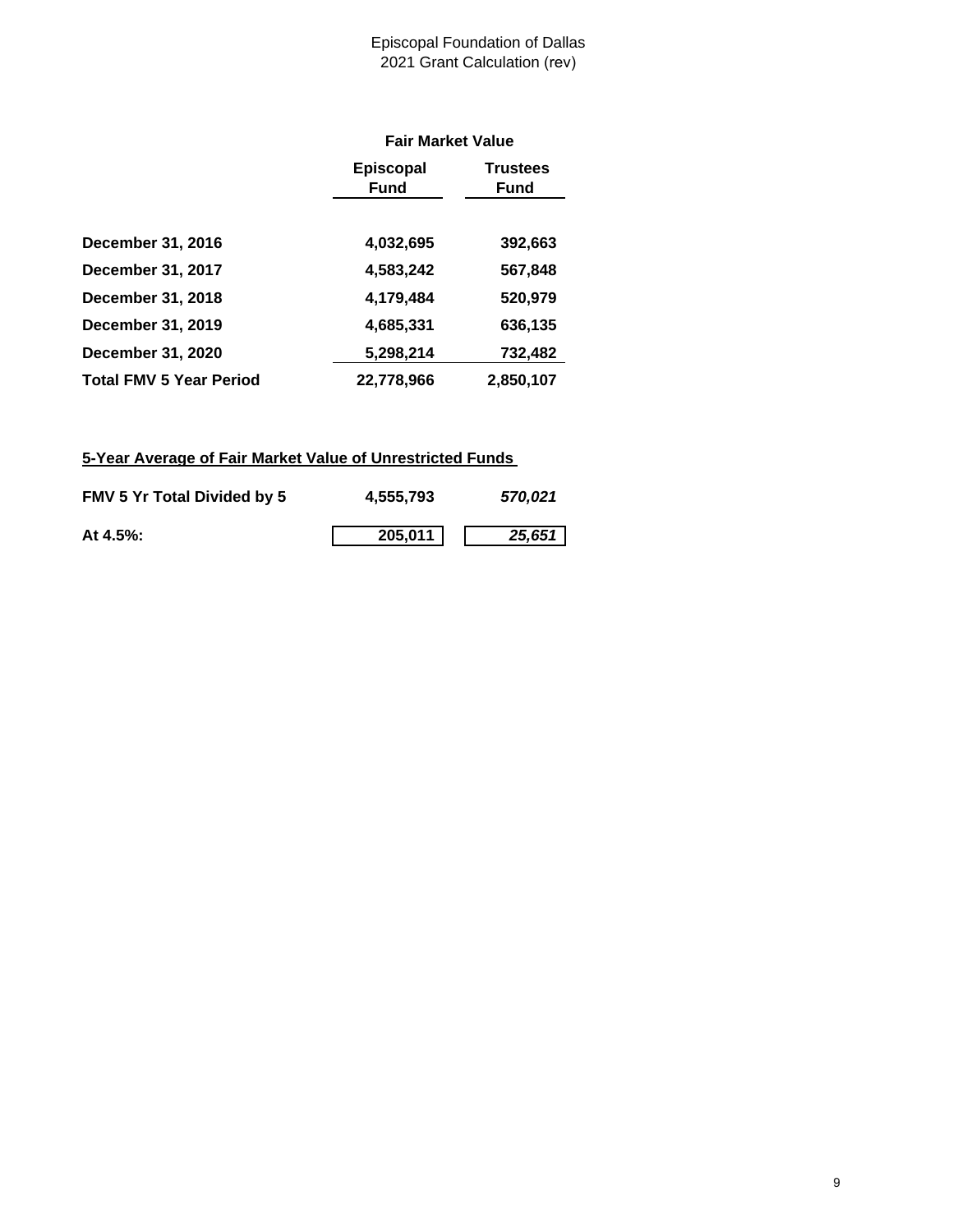Episcopal Foundation of Dallas
2021 Grant Calculation (rev)

| | Fair Market Value | |
|---|---|---|
| | **Episcopal Fund** | **Trustees Fund** |
| **December 31, 2016** | **4,032,695** | **392,663** |
| **December 31, 2017** | **4,583,242** | **567,848** |
| **December 31, 2018** | **4,179,484** | **520,979** |
| **December 31, 2019** | **4,685,331** | **636,135** |
| **December 31, 2020** | **5,298,214** | **732,482** |
| **Total FMV 5 Year Period** | **22,778,966** | **2,850,107** |

**5-Year Average of Fair Market Value of Unrestricted Funds**

| | | |
|---|---|---|
| **FMV 5 Yr Total Divided by 5** | **4,555,793** | ***570,021*** |
| **At 4.5%:** | **205,011** | ***25,651*** |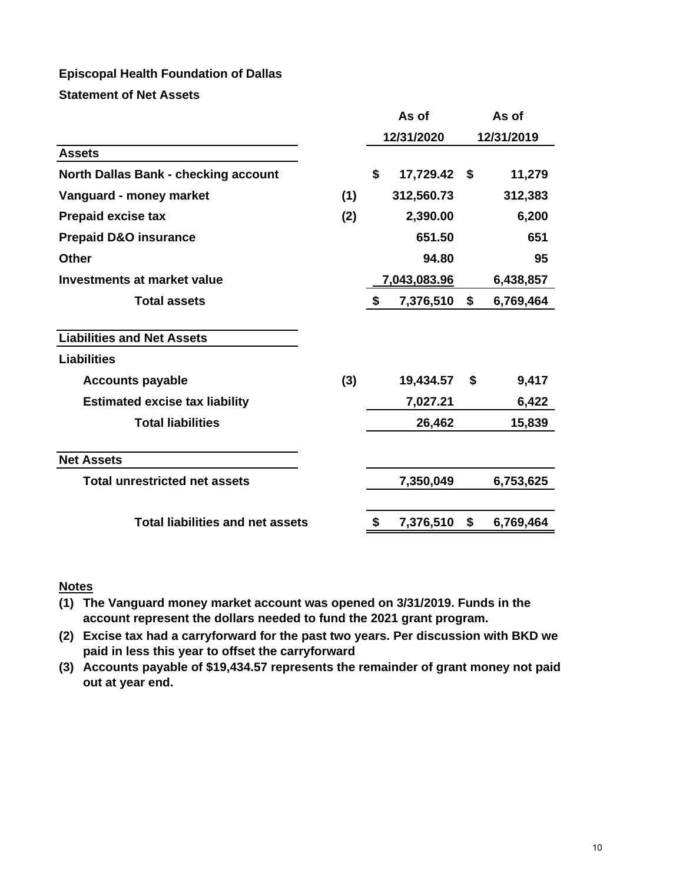**Episcopal Health Foundation of Dallas**

**Statement of Net Assets**

| | | As of 12/31/2020 | As of 12/31/2019 |
|---|---|---|---|
| **Assets** | | | |
| North Dallas Bank - checking account | | $ 17,729.42 | $ 11,279 |
| Vanguard - money market | (1) | 312,560.73 | 312,383 |
| Prepaid excise tax | (2) | 2,390.00 | 6,200 |
| Prepaid D&O insurance | | 651.50 | 651 |
| Other | | 94.80 | 95 |
| Investments at market value | | 7,043,083.96 | 6,438,857 |
| **Total assets** | | $ 7,376,510 | $ 6,769,464 |
| **Liabilities and Net Assets** | | | |
| **Liabilities** | | | |
| Accounts payable | (3) | 19,434.57 | $ 9,417 |
| Estimated excise tax liability | | 7,027.21 | 6,422 |
| **Total liabilities** | | 26,462 | 15,839 |
| **Net Assets** | | | |
| Total unrestricted net assets | | 7,350,049 | 6,753,625 |
| **Total liabilities and net assets** | | $ 7,376,510 | $ 6,769,464 |

**Notes**

(1) The Vanguard money market account was opened on 3/31/2019. Funds in the account represent the dollars needed to fund the 2021 grant program.

(2) Excise tax had a carryforward for the past two years. Per discussion with BKD we paid in less this year to offset the carryforward

(3) Accounts payable of $19,434.57 represents the remainder of grant money not paid out at year end.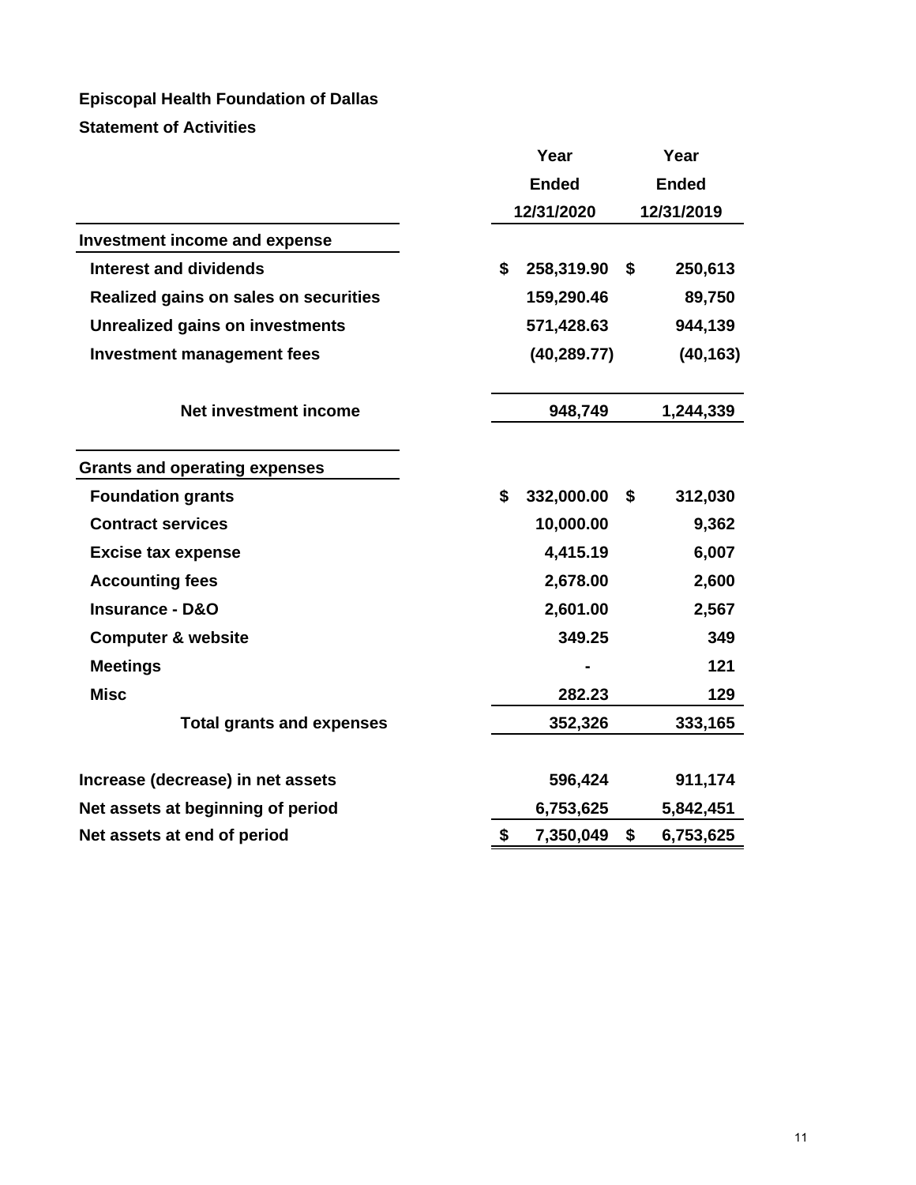**Episcopal Health Foundation of Dallas**

**Statement of Activities**

| | Year Ended 12/31/2020 | Year Ended 12/31/2019 |
|---|---|---|
| **Investment income and expense** | | |
| Interest and dividends | $ 258,319.90 | $ 250,613 |
| Realized gains on sales on securities | 159,290.46 | 89,750 |
| Unrealized gains on investments | 571,428.63 | 944,139 |
| Investment management fees | (40,289.77) | (40,163) |
| **Net investment income** | 948,749 | 1,244,339 |
| **Grants and operating expenses** | | |
| Foundation grants | $ 332,000.00 | $ 312,030 |
| Contract services | 10,000.00 | 9,362 |
| Excise tax expense | 4,415.19 | 6,007 |
| Accounting fees | 2,678.00 | 2,600 |
| Insurance - D&O | 2,601.00 | 2,567 |
| Computer & website | 349.25 | 349 |
| Meetings | - | 121 |
| Misc | 282.23 | 129 |
| **Total grants and expenses** | 352,326 | 333,165 |
| Increase (decrease) in net assets | 596,424 | 911,174 |
| Net assets at beginning of period | 6,753,625 | 5,842,451 |
| Net assets at end of period | $ 7,350,049 | $ 6,753,625 |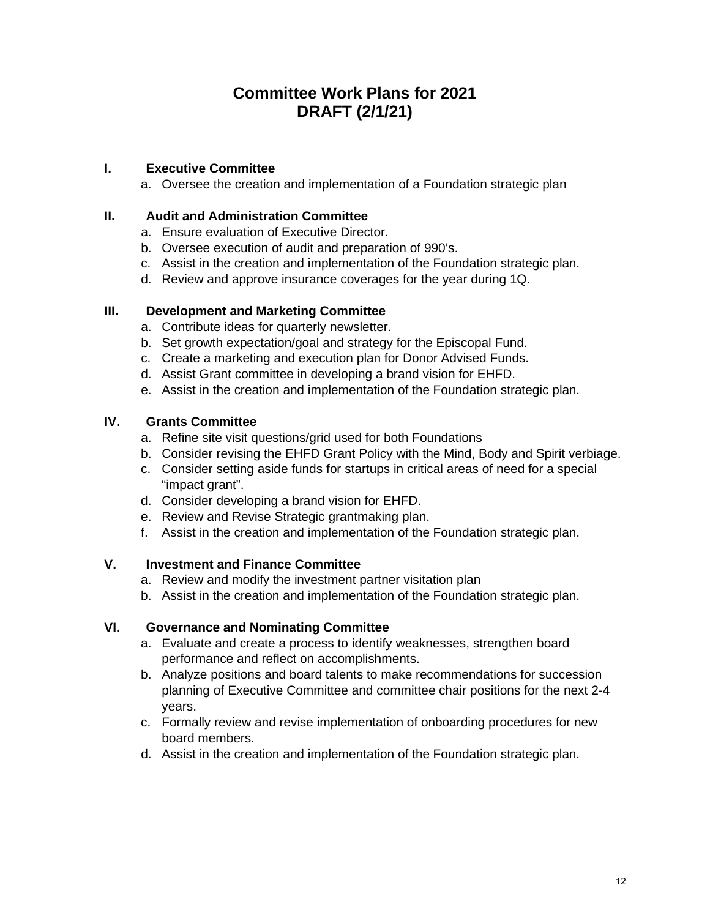# Committee Work Plans for 2021
# DRAFT (2/1/21)

## I. Executive Committee

a. Oversee the creation and implementation of a Foundation strategic plan

## II. Audit and Administration Committee

a. Ensure evaluation of Executive Director.
b. Oversee execution of audit and preparation of 990's.
c. Assist in the creation and implementation of the Foundation strategic plan.
d. Review and approve insurance coverages for the year during 1Q.

## III. Development and Marketing Committee

a. Contribute ideas for quarterly newsletter.
b. Set growth expectation/goal and strategy for the Episcopal Fund.
c. Create a marketing and execution plan for Donor Advised Funds.
d. Assist Grant committee in developing a brand vision for EHFD.
e. Assist in the creation and implementation of the Foundation strategic plan.

## IV. Grants Committee

a. Refine site visit questions/grid used for both Foundations
b. Consider revising the EHFD Grant Policy with the Mind, Body and Spirit verbiage.
c. Consider setting aside funds for startups in critical areas of need for a special "impact grant".
d. Consider developing a brand vision for EHFD.
e. Review and Revise Strategic grantmaking plan.
f. Assist in the creation and implementation of the Foundation strategic plan.

## V. Investment and Finance Committee

a. Review and modify the investment partner visitation plan
b. Assist in the creation and implementation of the Foundation strategic plan.

## VI. Governance and Nominating Committee

a. Evaluate and create a process to identify weaknesses, strengthen board performance and reflect on accomplishments.
b. Analyze positions and board talents to make recommendations for succession planning of Executive Committee and committee chair positions for the next 2-4 years.
c. Formally review and revise implementation of onboarding procedures for new board members.
d. Assist in the creation and implementation of the Foundation strategic plan.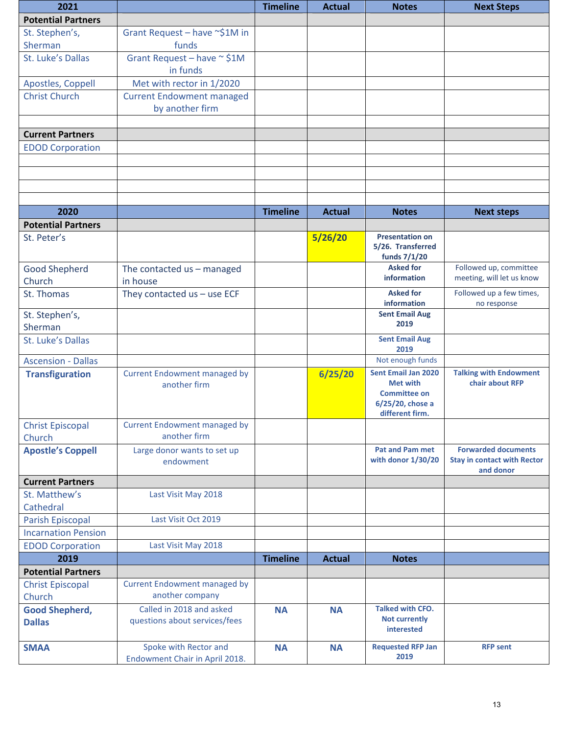| 2021 | | Timeline | Actual | Notes | Next Steps |
|---|---|---|---|---|---|
| **Potential Partners** | | | | | |
| St. Stephen's, Sherman | Grant Request – have ~$1M in funds | | | | |
| St. Luke's Dallas | Grant Request – have ~ $1M in funds | | | | |
| Apostles, Coppell | Met with rector in 1/2020 | | | | |
| Christ Church | Current Endowment managed by another firm | | | | |
| | | | | | |
| **Current Partners** | | | | | |
| EDOD Corporation | | | | | |
| | | | | | |
| | | | | | |
| | | | | | |
| | | | | | |
| **2020** | | **Timeline** | **Actual** | **Notes** | **Next steps** |
| **Potential Partners** | | | | | |
| St. Peter's | | | **5/26/20** | **Presentation on 5/26. Transferred funds 7/1/20** | |
| Good Shepherd Church | The contacted us – managed in house | | | **Asked for information** | Followed up, committee meeting, will let us know |
| St. Thomas | They contacted us – use ECF | | | **Asked for information** | Followed up a few times, no response |
| St. Stephen's, Sherman | | | | **Sent Email Aug 2019** | |
| St. Luke's Dallas | | | | **Sent Email Aug 2019** | |
| Ascension - Dallas | | | | Not enough funds | |
| **Transfiguration** | Current Endowment managed by another firm | | **6/25/20** | **Sent Email Jan 2020 Met with Committee on 6/25/20, chose a different firm.** | **Talking with Endowment chair about RFP** |
| Christ Episcopal Church | Current Endowment managed by another firm | | | | |
| **Apostle's Coppell** | Large donor wants to set up endowment | | | **Pat and Pam met with donor 1/30/20** | **Forwarded documents Stay in contact with Rector and donor** |
| **Current Partners** | | | | | |
| St. Matthew's Cathedral | Last Visit May 2018 | | | | |
| Parish Episcopal | Last Visit Oct 2019 | | | | |
| Incarnation Pension | | | | | |
| EDOD Corporation | Last Visit May 2018 | | | | |
| **2019** | | **Timeline** | **Actual** | **Notes** | |
| **Potential Partners** | | | | | |
| Christ Episcopal Church | Current Endowment managed by another company | | | | |
| **Good Shepherd, Dallas** | Called in 2018 and asked questions about services/fees | **NA** | **NA** | **Talked with CFO. Not currently interested** | |
| **SMAA** | Spoke with Rector and Endowment Chair in April 2018. | **NA** | **NA** | **Requested RFP Jan 2019** | **RFP sent** |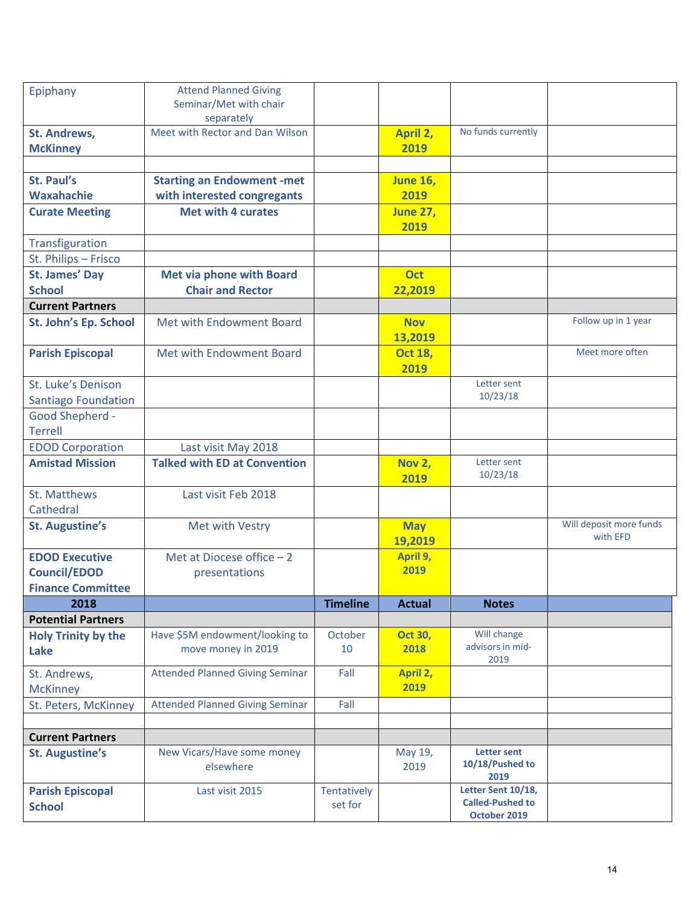| | | | | | |
|---|---|---|---|---|---|
| Epiphany | Attend Planned Giving Seminar/Met with chair separately | | | | |
| **St. Andrews, McKinney** | Meet with Rector and Dan Wilson | | **April 2, 2019** | No funds currently | |
| | | | | | |
| **St. Paul's Waxahachie** | **Starting an Endowment -met with interested congregants** | | **June 16, 2019** | | |
| **Curate Meeting** | **Met with 4 curates** | | **June 27, 2019** | | |
| Transfiguration | | | | | |
| St. Philips – Frisco | | | | | |
| **St. James' Day School** | **Met via phone with Board Chair and Rector** | | **Oct 22,2019** | | |
| **Current Partners** | | | | | |
| **St. John's Ep. School** | Met with Endowment Board | | **Nov 13,2019** | | Follow up in 1 year |
| **Parish Episcopal** | Met with Endowment Board | | **Oct 18, 2019** | | Meet more often |
| St. Luke's Denison Santiago Foundation | | | | Letter sent 10/23/18 | |
| Good Shepherd - Terrell | | | | | |
| EDOD Corporation | Last visit May 2018 | | | | |
| **Amistad Mission** | **Talked with ED at Convention** | | **Nov 2, 2019** | Letter sent 10/23/18 | |
| St. Matthews Cathedral | Last visit Feb 2018 | | | | |
| **St. Augustine's** | Met with Vestry | | **May 19,2019** | | Will deposit more funds with EFD |
| **EDOD Executive Council/EDOD Finance Committee** | Met at Diocese office – 2 presentations | | **April 9, 2019** | | |
| **2018** | | **Timeline** | **Actual** | **Notes** | |
| **Potential Partners** | | | | | |
| **Holy Trinity by the Lake** | Have $5M endowment/looking to move money in 2019 | October 10 | **Oct 30, 2018** | Will change advisors in mid-2019 | |
| St. Andrews, McKinney | Attended Planned Giving Seminar | Fall | **April 2, 2019** | | |
| St. Peters, McKinney | Attended Planned Giving Seminar | Fall | | | |
| | | | | | |
| **Current Partners** | | | | | |
| **St. Augustine's** | New Vicars/Have some money elsewhere | | May 19, 2019 | **Letter sent 10/18/Pushed to 2019** | |
| **Parish Episcopal School** | Last visit 2015 | Tentatively set for | | **Letter Sent 10/18, Called-Pushed to October 2019** | |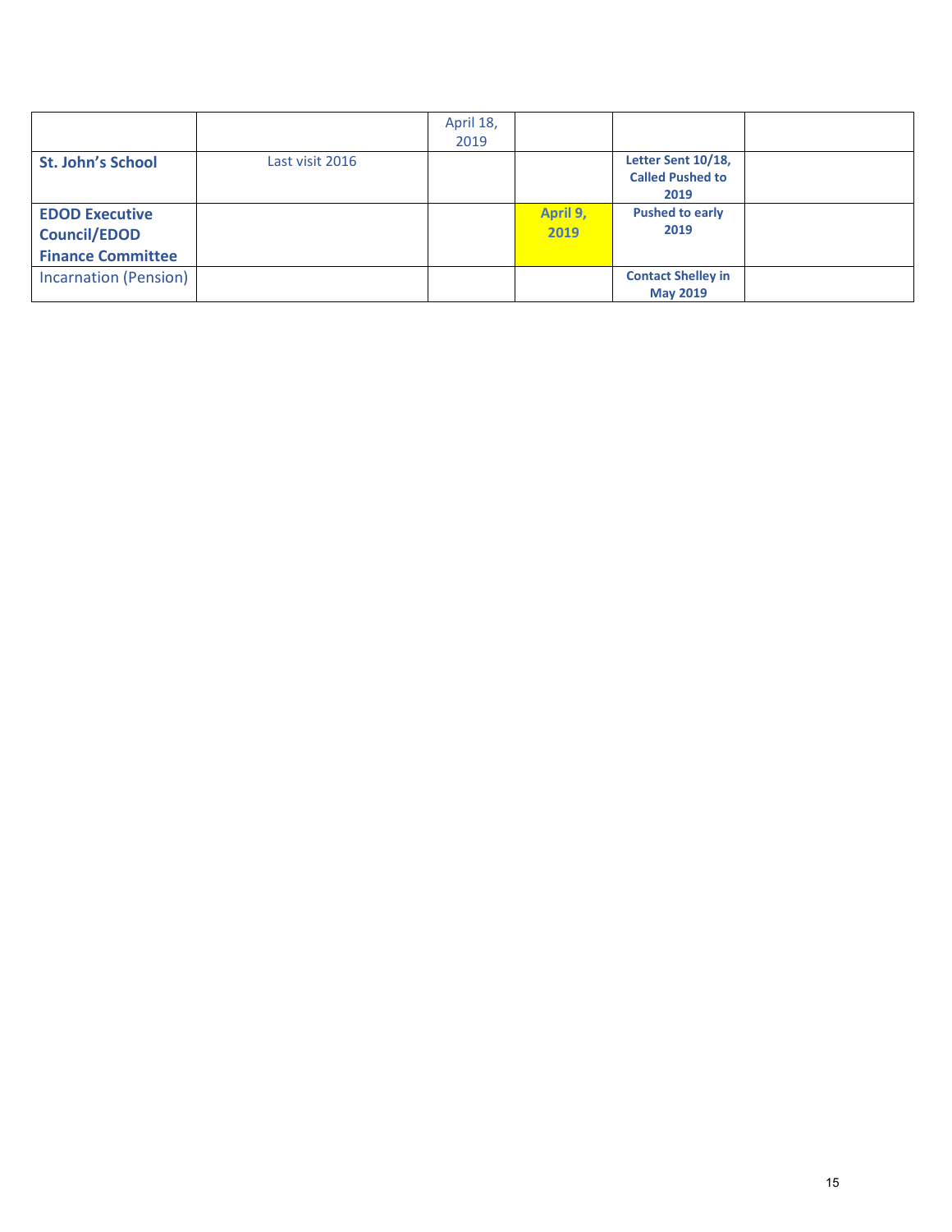| | | | | | |
|---|---|---|---|---|---|
| | | April 18, 2019 | | | |
| **St. John's School** | Last visit 2016 | | | **Letter Sent 10/18, Called Pushed to 2019** | |
| **EDOD Executive Council/EDOD Finance Committee** | | | **April 9, 2019** | **Pushed to early 2019** | |
| Incarnation (Pension) | | | | **Contact Shelley in May 2019** | |